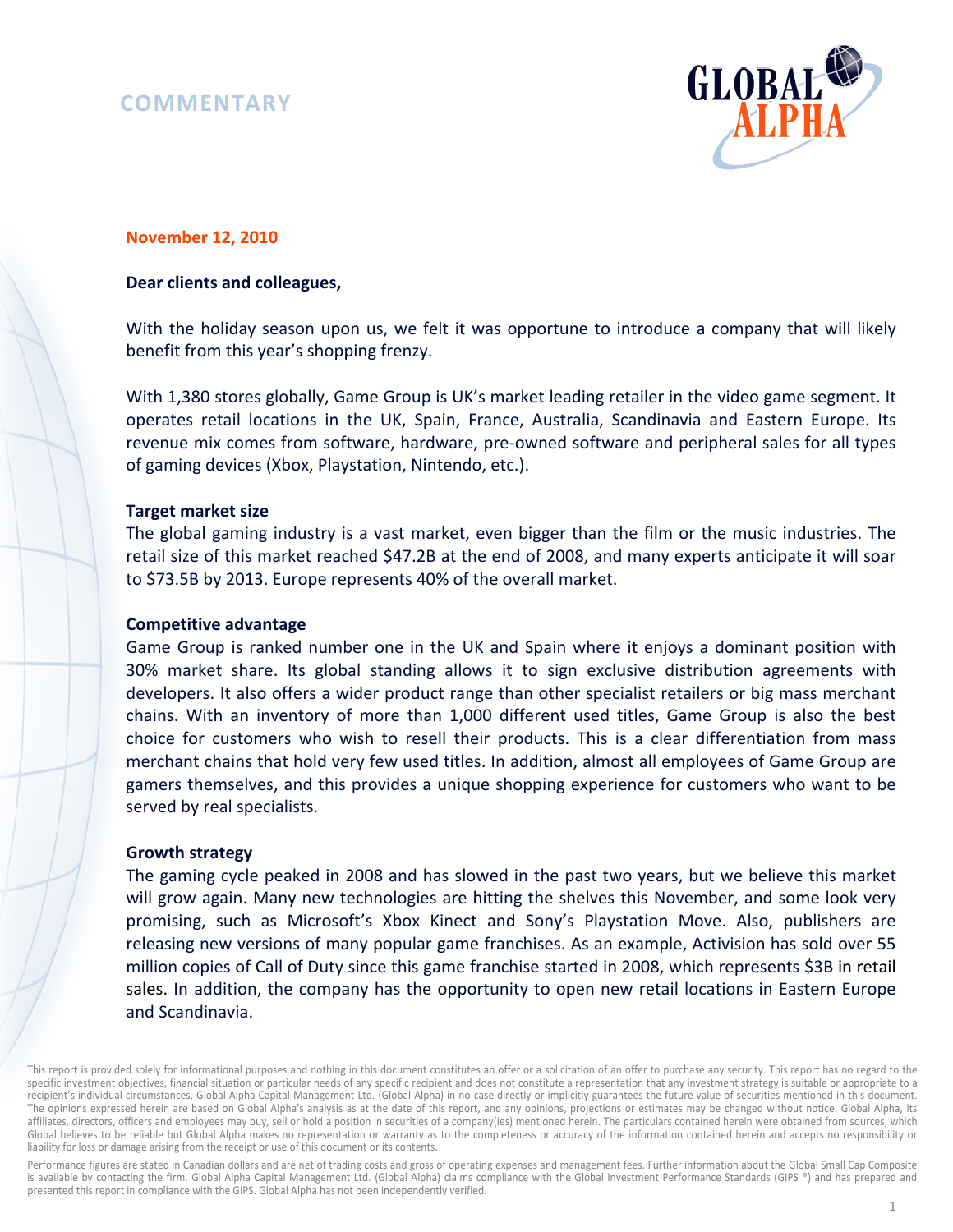# COMMENTARY

GLOBAL ALPHA

**November 12, 2010**

**Dear clients and colleagues,**

With the holiday season upon us, we felt it was opportune to introduce a company that will likely benefit from this year's shopping frenzy.

With 1,380 stores globally, Game Group is UK's market leading retailer in the video game segment. It operates retail locations in the UK, Spain, France, Australia, Scandinavia and Eastern Europe. Its revenue mix comes from software, hardware, pre-owned software and peripheral sales for all types of gaming devices (Xbox, Playstation, Nintendo, etc.).

**Target market size**

The global gaming industry is a vast market, even bigger than the film or the music industries. The retail size of this market reached $47.2B at the end of 2008, and many experts anticipate it will soar to $73.5B by 2013. Europe represents 40% of the overall market.

**Competitive advantage**

Game Group is ranked number one in the UK and Spain where it enjoys a dominant position with 30% market share. Its global standing allows it to sign exclusive distribution agreements with developers. It also offers a wider product range than other specialist retailers or big mass merchant chains. With an inventory of more than 1,000 different used titles, Game Group is also the best choice for customers who wish to resell their products. This is a clear differentiation from mass merchant chains that hold very few used titles. In addition, almost all employees of Game Group are gamers themselves, and this provides a unique shopping experience for customers who want to be served by real specialists.

**Growth strategy**

The gaming cycle peaked in 2008 and has slowed in the past two years, but we believe this market will grow again. Many new technologies are hitting the shelves this November, and some look very promising, such as Microsoft's Xbox Kinect and Sony's Playstation Move. Also, publishers are releasing new versions of many popular game franchises. As an example, Activision has sold over 55 million copies of Call of Duty since this game franchise started in 2008, which represents $3B in retail sales. In addition, the company has the opportunity to open new retail locations in Eastern Europe and Scandinavia.

This report is provided solely for informational purposes and nothing in this document constitutes an offer or a solicitation of an offer to purchase any security. This report has no regard to the specific investment objectives, financial situation or particular needs of any specific recipient and does not constitute a representation that any investment strategy is suitable or appropriate to a recipient's individual circumstances. Global Alpha Capital Management Ltd. (Global Alpha) in no case directly or implicitly guarantees the future value of securities mentioned in this document. The opinions expressed herein are based on Global Alpha's analysis as at the date of this report, and any opinions, projections or estimates may be changed without notice. Global Alpha, its affiliates, directors, officers and employees may buy, sell or hold a position in securities of a company(ies) mentioned herein. The particulars contained herein were obtained from sources, which Global believes to be reliable but Global Alpha makes no representation or warranty as to the completeness or accuracy of the information contained herein and accepts no responsibility or liability for loss or damage arising from the receipt or use of this document or its contents.

Performance figures are stated in Canadian dollars and are net of trading costs and gross of operating expenses and management fees. Further information about the Global Small Cap Composite is available by contacting the firm. Global Alpha Capital Management Ltd. (Global Alpha) claims compliance with the Global Investment Performance Standards (GIPS ®) and has prepared and presented this report in compliance with the GIPS. Global Alpha has not been independently verified.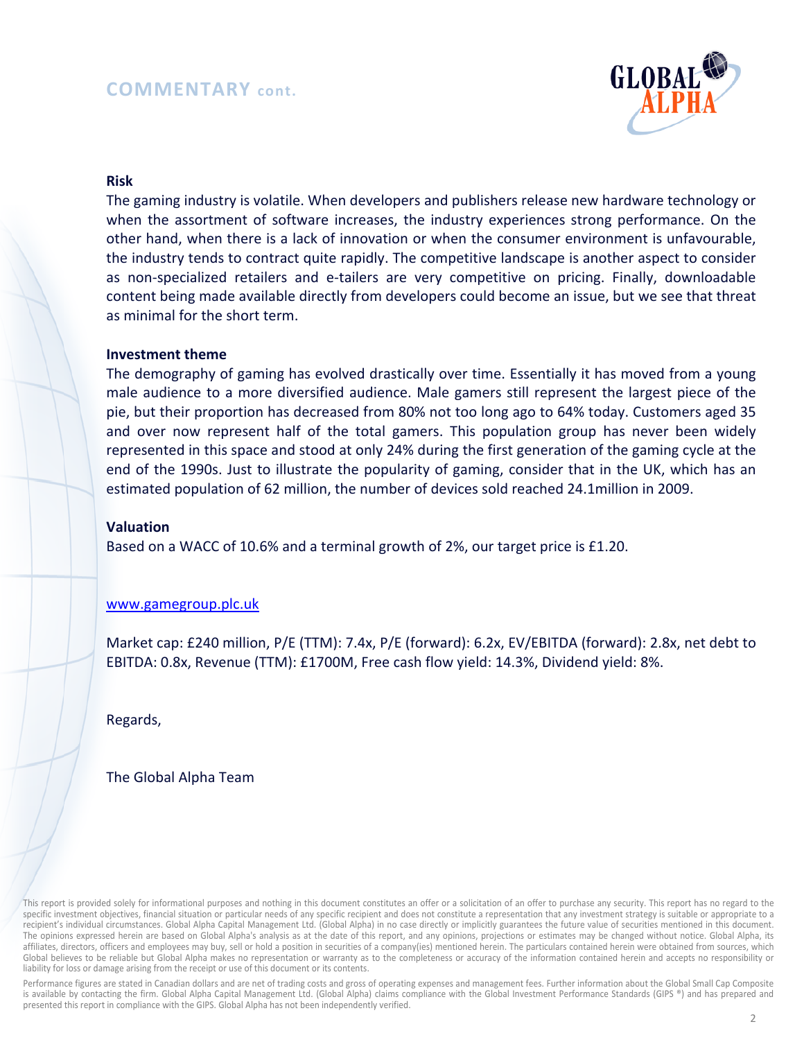## COMMENTARY cont.

**Risk**

The gaming industry is volatile. When developers and publishers release new hardware technology or when the assortment of software increases, the industry experiences strong performance. On the other hand, when there is a lack of innovation or when the consumer environment is unfavourable, the industry tends to contract quite rapidly. The competitive landscape is another aspect to consider as non-specialized retailers and e-tailers are very competitive on pricing. Finally, downloadable content being made available directly from developers could become an issue, but we see that threat as minimal for the short term.

**Investment theme**

The demography of gaming has evolved drastically over time. Essentially it has moved from a young male audience to a more diversified audience. Male gamers still represent the largest piece of the pie, but their proportion has decreased from 80% not too long ago to 64% today. Customers aged 35 and over now represent half of the total gamers. This population group has never been widely represented in this space and stood at only 24% during the first generation of the gaming cycle at the end of the 1990s. Just to illustrate the popularity of gaming, consider that in the UK, which has an estimated population of 62 million, the number of devices sold reached 24.1million in 2009.

**Valuation**

Based on a WACC of 10.6% and a terminal growth of 2%, our target price is £1.20.

[www.gamegroup.plc.uk](http://www.gamegroup.plc.uk)

Market cap: £240 million, P/E (TTM): 7.4x, P/E (forward): 6.2x, EV/EBITDA (forward): 2.8x, net debt to EBITDA: 0.8x, Revenue (TTM): £1700M, Free cash flow yield: 14.3%, Dividend yield: 8%.

Regards,

The Global Alpha Team

This report is provided solely for informational purposes and nothing in this document constitutes an offer or a solicitation of an offer to purchase any security. This report has no regard to the specific investment objectives, financial situation or particular needs of any specific recipient and does not constitute a representation that any investment strategy is suitable or appropriate to a recipient's individual circumstances. Global Alpha Capital Management Ltd. (Global Alpha) in no case directly or implicitly guarantees the future value of securities mentioned in this document. The opinions expressed herein are based on Global Alpha's analysis as at the date of this report, and any opinions, projections or estimates may be changed without notice. Global Alpha, its affiliates, directors, officers and employees may buy, sell or hold a position in securities of a company(ies) mentioned herein. The particulars contained herein were obtained from sources, which Global believes to be reliable but Global Alpha makes no representation or warranty as to the completeness or accuracy of the information contained herein and accepts no responsibility or liability for loss or damage arising from the receipt or use of this document or its contents.

Performance figures are stated in Canadian dollars and are net of trading costs and gross of operating expenses and management fees. Further information about the Global Small Cap Composite is available by contacting the firm. Global Alpha Capital Management Ltd. (Global Alpha) claims compliance with the Global Investment Performance Standards (GIPS ®) and has prepared and presented this report in compliance with the GIPS. Global Alpha has not been independently verified.